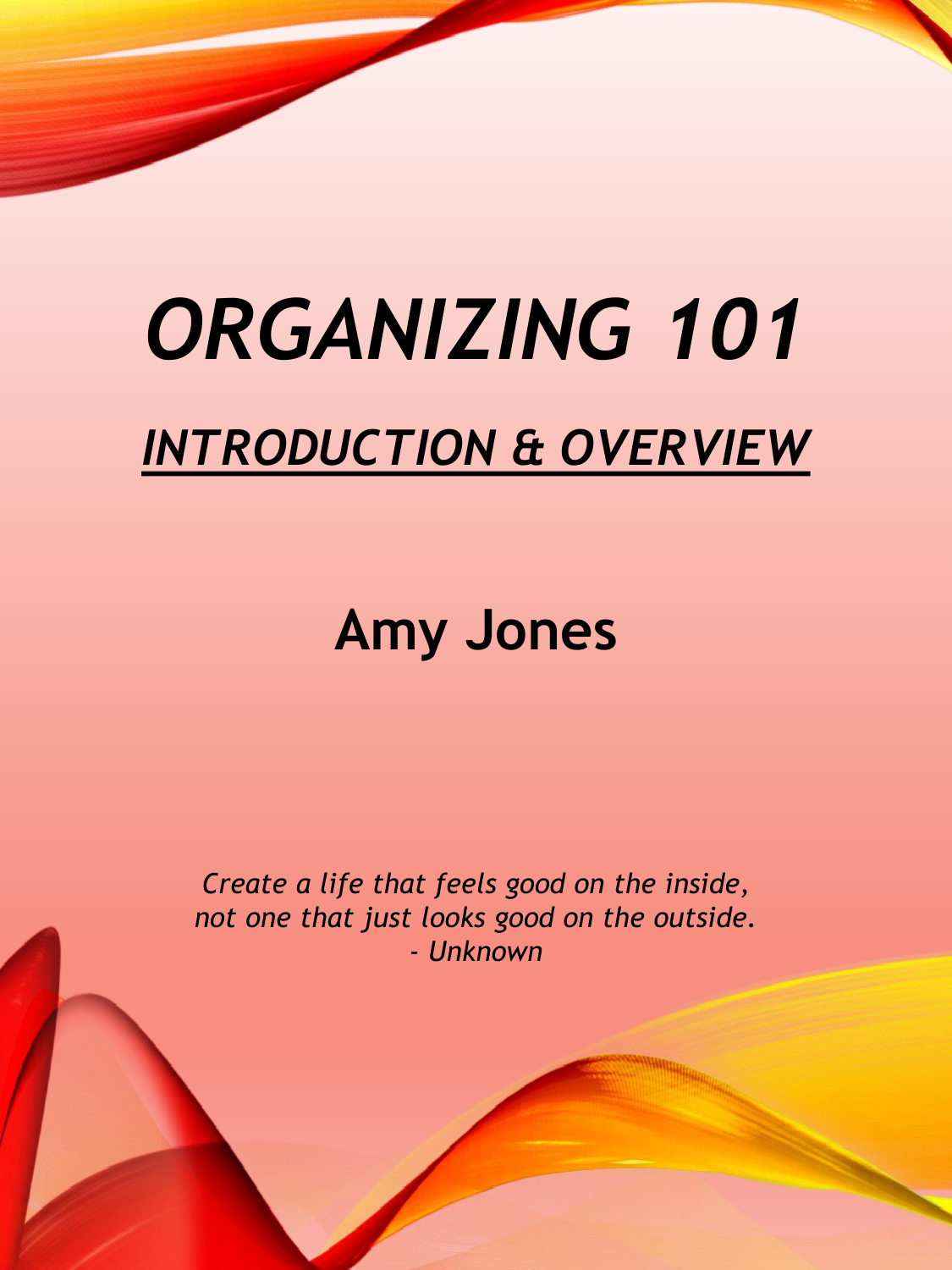# *ORGANIZING 101*

## *INTRODUCTION & OVERVIEW*

**Amy Jones**

*Create a life that feels good on the inside,*
*not one that just looks good on the outside.*
*- Unknown*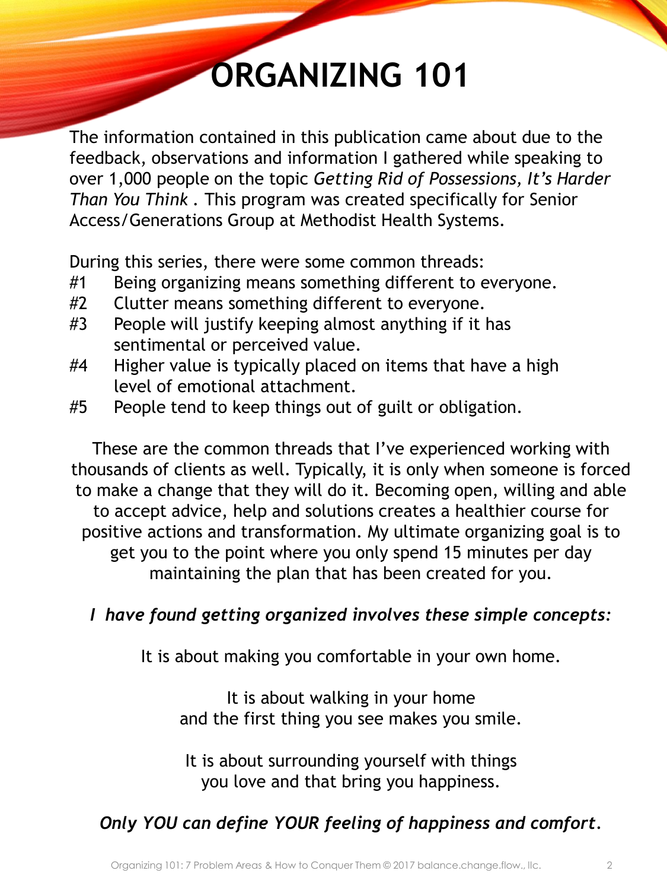# ORGANIZING 101

The information contained in this publication came about due to the feedback, observations and information I gathered while speaking to over 1,000 people on the topic *Getting Rid of Possessions, It's Harder Than You Think* . This program was created specifically for Senior Access/Generations Group at Methodist Health Systems.

During this series, there were some common threads:

#1 Being organizing means something different to everyone.
#2 Clutter means something different to everyone.
#3 People will justify keeping almost anything if it has sentimental or perceived value.
#4 Higher value is typically placed on items that have a high level of emotional attachment.
#5 People tend to keep things out of guilt or obligation.

These are the common threads that I've experienced working with thousands of clients as well. Typically, it is only when someone is forced to make a change that they will do it. Becoming open, willing and able to accept advice, help and solutions creates a healthier course for positive actions and transformation. My ultimate organizing goal is to get you to the point where you only spend 15 minutes per day maintaining the plan that has been created for you.

***I have found getting organized involves these simple concepts:***

It is about making you comfortable in your own home.

It is about walking in your home and the first thing you see makes you smile.

It is about surrounding yourself with things you love and that bring you happiness.

***Only YOU can define YOUR feeling of happiness and comfort.***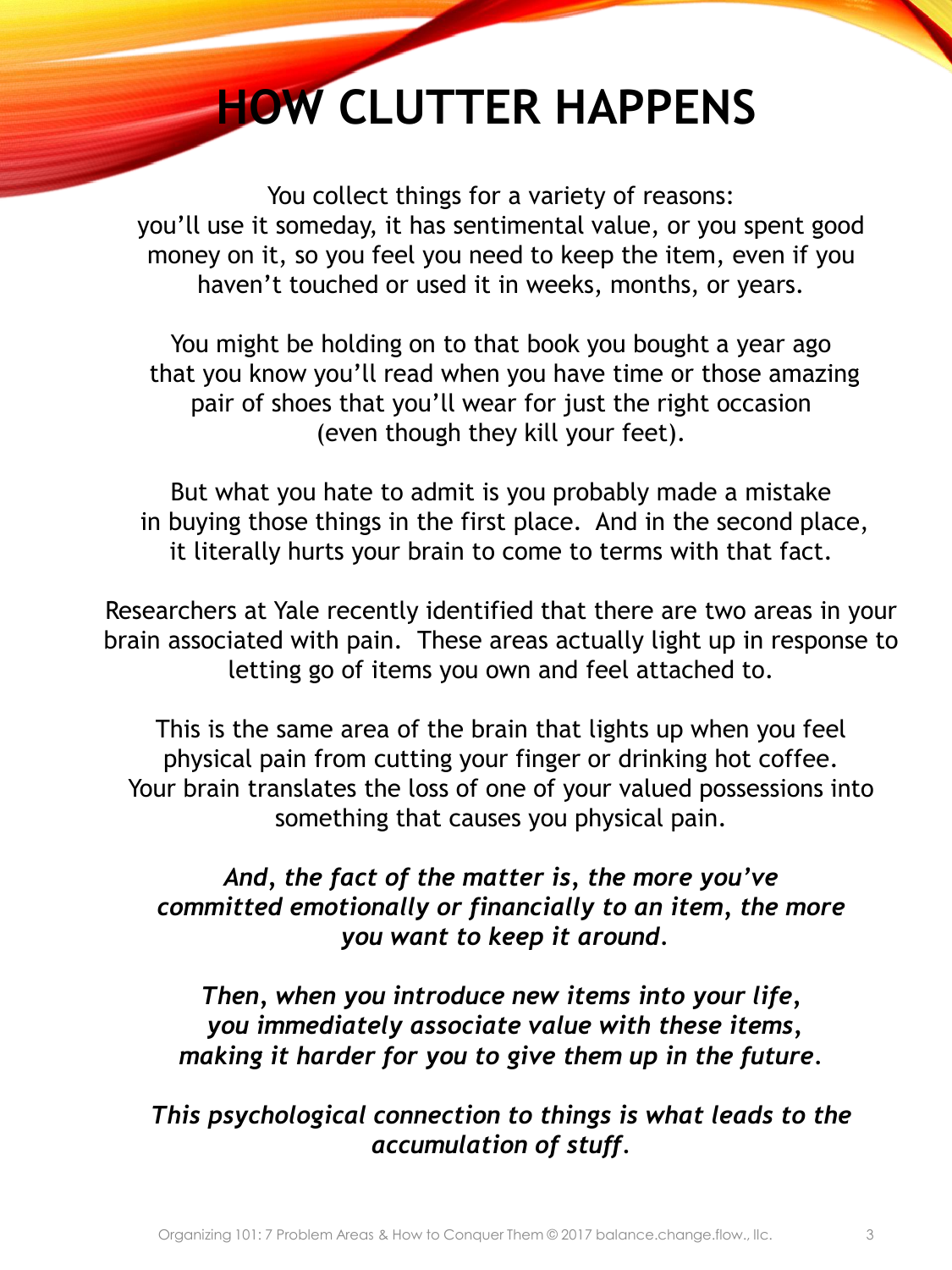# HOW CLUTTER HAPPENS

You collect things for a variety of reasons: you'll use it someday, it has sentimental value, or you spent good money on it, so you feel you need to keep the item, even if you haven't touched or used it in weeks, months, or years.

You might be holding on to that book you bought a year ago that you know you'll read when you have time or those amazing pair of shoes that you'll wear for just the right occasion (even though they kill your feet).

But what you hate to admit is you probably made a mistake in buying those things in the first place. And in the second place, it literally hurts your brain to come to terms with that fact.

Researchers at Yale recently identified that there are two areas in your brain associated with pain. These areas actually light up in response to letting go of items you own and feel attached to.

This is the same area of the brain that lights up when you feel physical pain from cutting your finger or drinking hot coffee. Your brain translates the loss of one of your valued possessions into something that causes you physical pain.

***And, the fact of the matter is, the more you've committed emotionally or financially to an item, the more you want to keep it around.***

***Then, when you introduce new items into your life, you immediately associate value with these items, making it harder for you to give them up in the future.***

***This psychological connection to things is what leads to the accumulation of stuff.***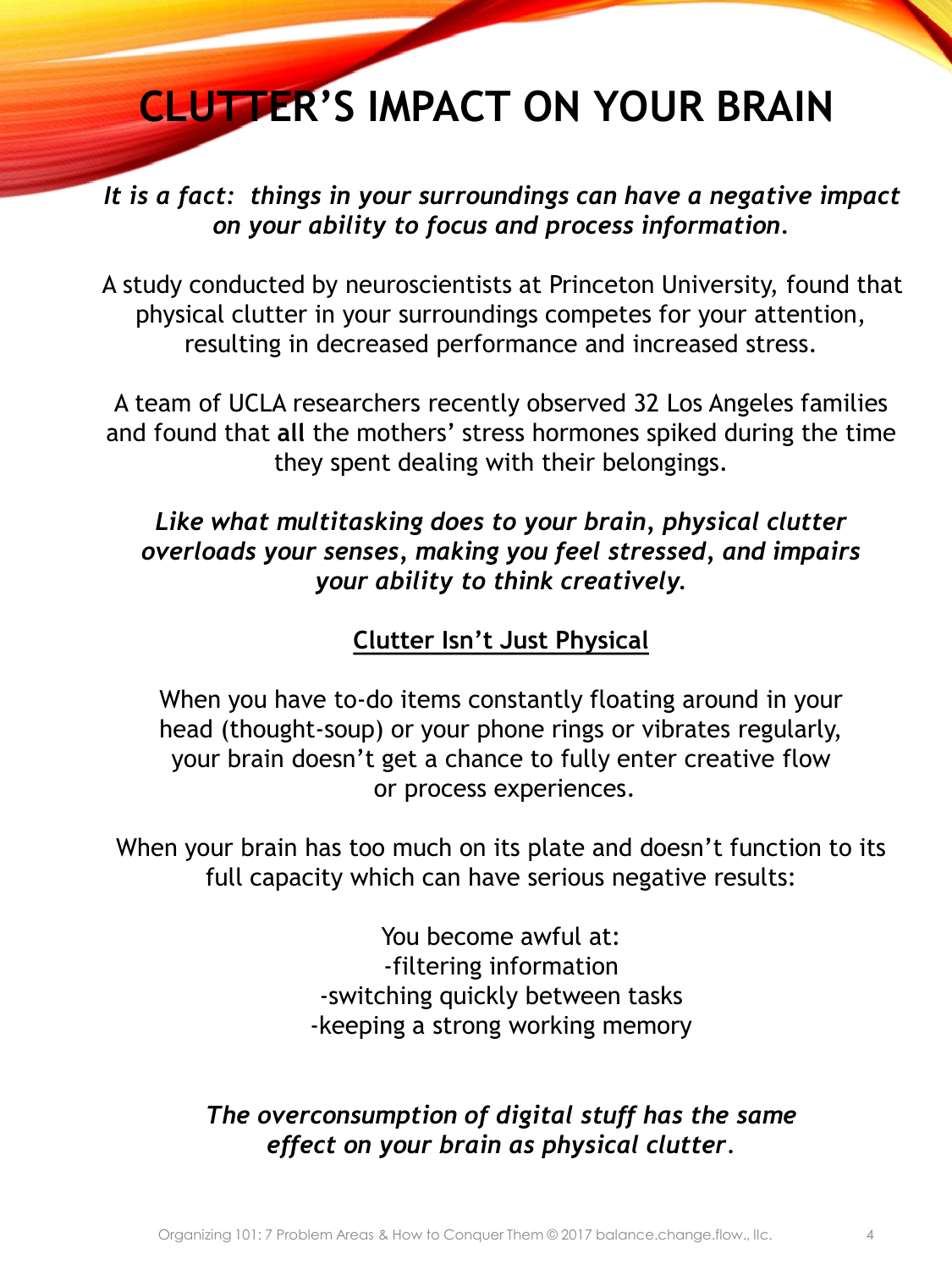# CLUTTER'S IMPACT ON YOUR BRAIN

***It is a fact: things in your surroundings can have a negative impact on your ability to focus and process information.***

A study conducted by neuroscientists at Princeton University, found that physical clutter in your surroundings competes for your attention, resulting in decreased performance and increased stress.

A team of UCLA researchers recently observed 32 Los Angeles families and found that **all** the mothers' stress hormones spiked during the time they spent dealing with their belongings.

***Like what multitasking does to your brain, physical clutter overloads your senses, making you feel stressed, and impairs your ability to think creatively.***

## Clutter Isn't Just Physical

When you have to-do items constantly floating around in your head (thought-soup) or your phone rings or vibrates regularly, your brain doesn't get a chance to fully enter creative flow or process experiences.

When your brain has too much on its plate and doesn't function to its full capacity which can have serious negative results:

You become awful at:
-filtering information
-switching quickly between tasks
-keeping a strong working memory

***The overconsumption of digital stuff has the same effect on your brain as physical clutter.***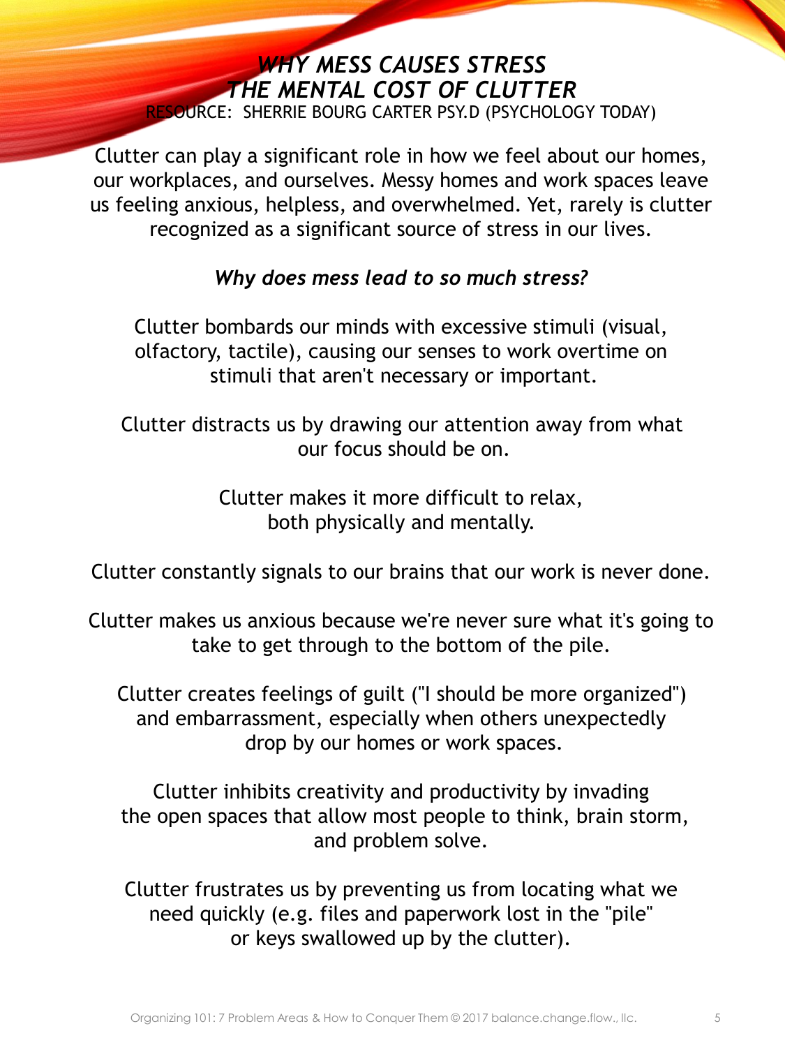## *WHY MESS CAUSES STRESS*
## *THE MENTAL COST OF CLUTTER*

RESOURCE: SHERRIE BOURG CARTER PSY.D (PSYCHOLOGY TODAY)

Clutter can play a significant role in how we feel about our homes, our workplaces, and ourselves. Messy homes and work spaces leave us feeling anxious, helpless, and overwhelmed. Yet, rarely is clutter recognized as a significant source of stress in our lives.

***Why does mess lead to so much stress?***

Clutter bombards our minds with excessive stimuli (visual, olfactory, tactile), causing our senses to work overtime on stimuli that aren't necessary or important.

Clutter distracts us by drawing our attention away from what our focus should be on.

Clutter makes it more difficult to relax, both physically and mentally.

Clutter constantly signals to our brains that our work is never done.

Clutter makes us anxious because we're never sure what it's going to take to get through to the bottom of the pile.

Clutter creates feelings of guilt ("I should be more organized") and embarrassment, especially when others unexpectedly drop by our homes or work spaces.

Clutter inhibits creativity and productivity by invading the open spaces that allow most people to think, brain storm, and problem solve.

Clutter frustrates us by preventing us from locating what we need quickly (e.g. files and paperwork lost in the "pile" or keys swallowed up by the clutter).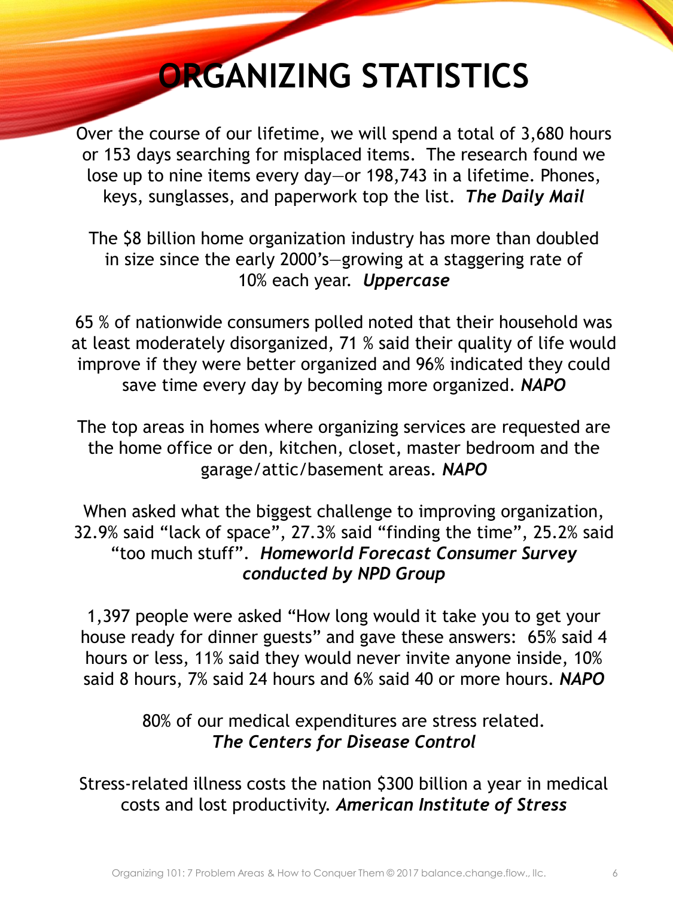# ORGANIZING STATISTICS

Over the course of our lifetime, we will spend a total of 3,680 hours or 153 days searching for misplaced items. The research found we lose up to nine items every day—or 198,743 in a lifetime. Phones, keys, sunglasses, and paperwork top the list. ***The Daily Mail***

The $8 billion home organization industry has more than doubled in size since the early 2000's—growing at a staggering rate of 10% each year. ***Uppercase***

65 % of nationwide consumers polled noted that their household was at least moderately disorganized, 71 % said their quality of life would improve if they were better organized and 96% indicated they could save time every day by becoming more organized. ***NAPO***

The top areas in homes where organizing services are requested are the home office or den, kitchen, closet, master bedroom and the garage/attic/basement areas. ***NAPO***

When asked what the biggest challenge to improving organization, 32.9% said "lack of space", 27.3% said "finding the time", 25.2% said "too much stuff". ***Homeworld Forecast Consumer Survey conducted by NPD Group***

1,397 people were asked "How long would it take you to get your house ready for dinner guests" and gave these answers: 65% said 4 hours or less, 11% said they would never invite anyone inside, 10% said 8 hours, 7% said 24 hours and 6% said 40 or more hours. ***NAPO***

80% of our medical expenditures are stress related. ***The Centers for Disease Control***

Stress-related illness costs the nation $300 billion a year in medical costs and lost productivity. ***American Institute of Stress***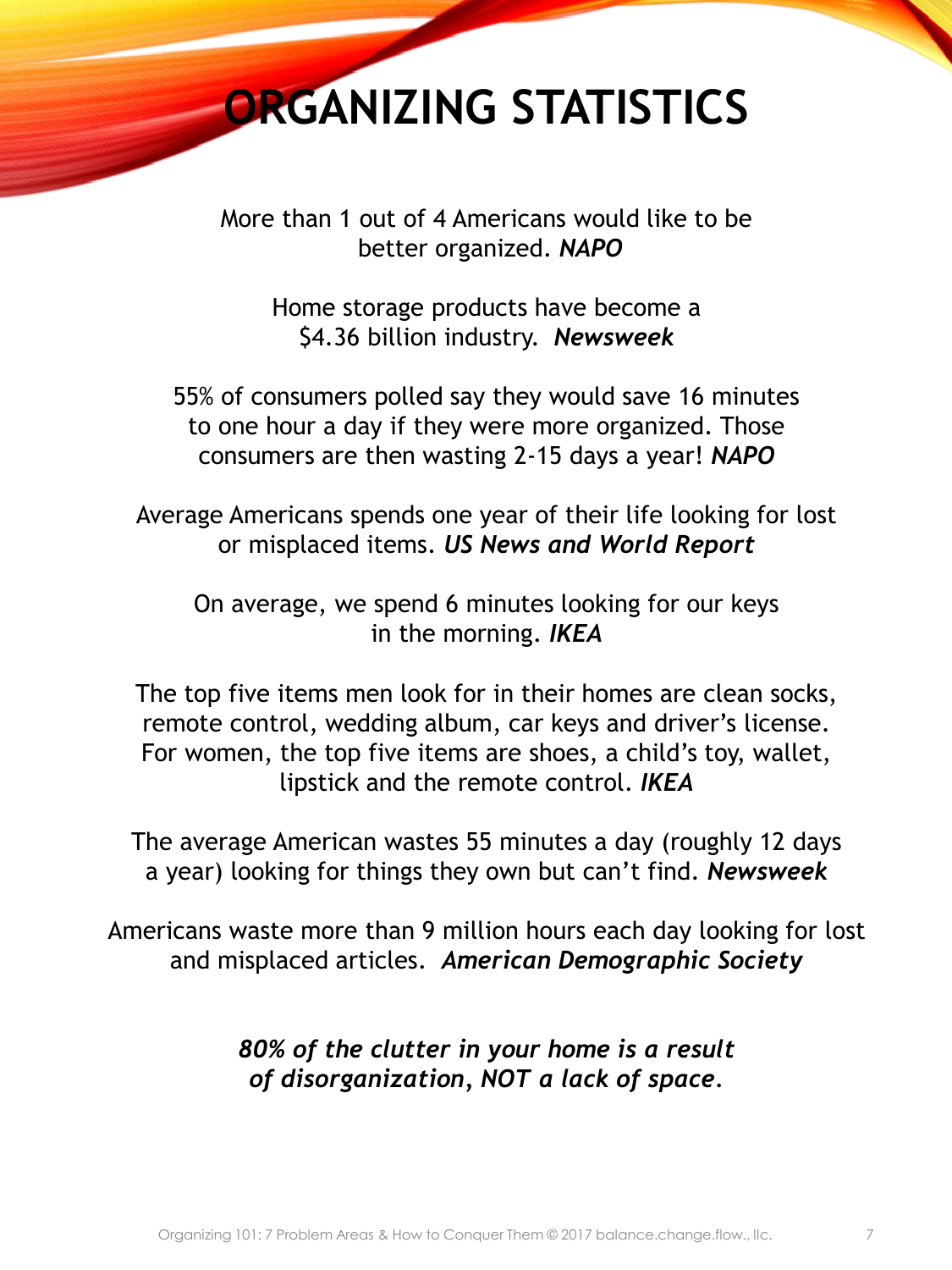# ORGANIZING STATISTICS

More than 1 out of 4 Americans would like to be better organized. ***NAPO***

Home storage products have become a $4.36 billion industry. ***Newsweek***

55% of consumers polled say they would save 16 minutes to one hour a day if they were more organized. Those consumers are then wasting 2-15 days a year! ***NAPO***

Average Americans spends one year of their life looking for lost or misplaced items. ***US News and World Report***

On average, we spend 6 minutes looking for our keys in the morning. ***IKEA***

The top five items men look for in their homes are clean socks, remote control, wedding album, car keys and driver's license. For women, the top five items are shoes, a child's toy, wallet, lipstick and the remote control. ***IKEA***

The average American wastes 55 minutes a day (roughly 12 days a year) looking for things they own but can't find. ***Newsweek***

Americans waste more than 9 million hours each day looking for lost and misplaced articles. ***American Demographic Society***

***80% of the clutter in your home is a result of disorganization, NOT a lack of space.***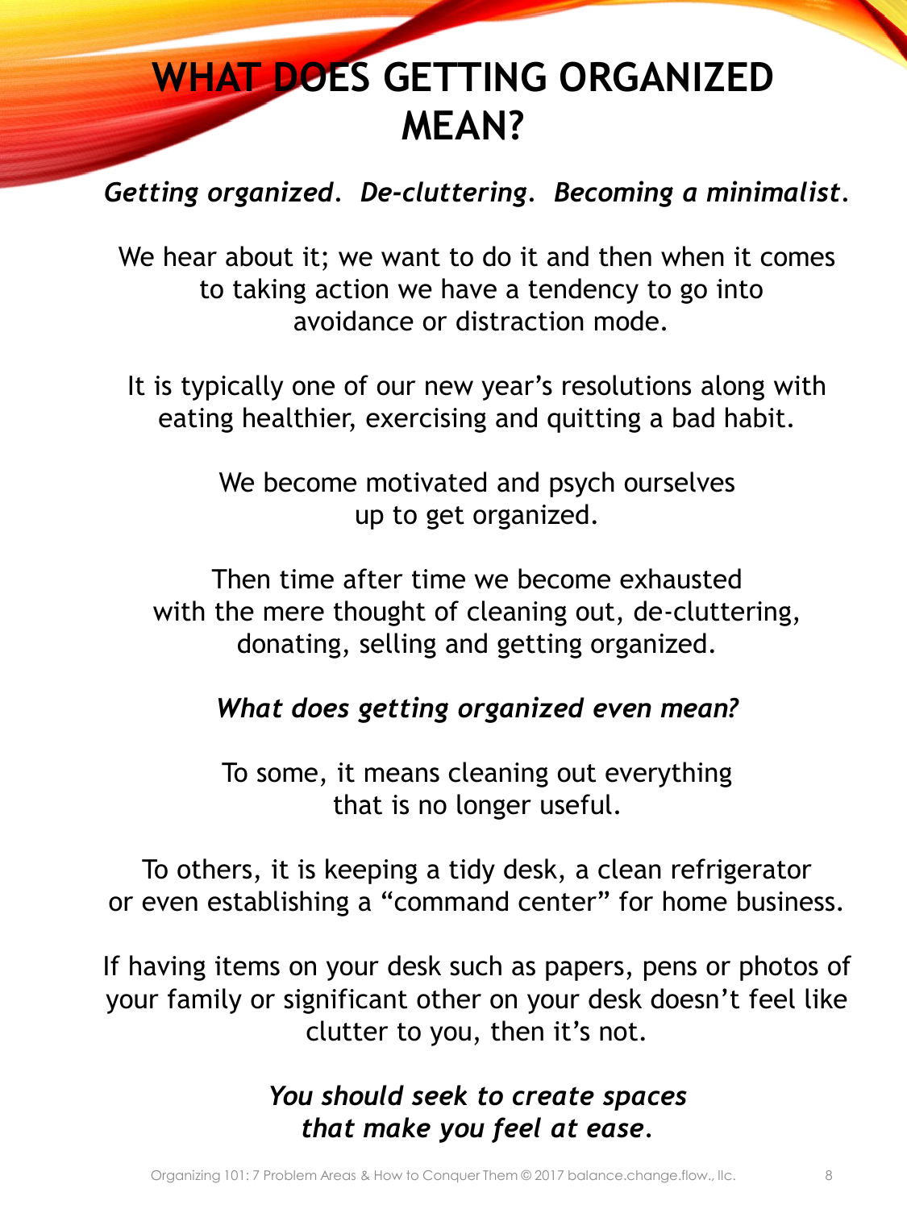# WHAT DOES GETTING ORGANIZED MEAN?

***Getting organized. De-cluttering. Becoming a minimalist.***

We hear about it; we want to do it and then when it comes to taking action we have a tendency to go into avoidance or distraction mode.

It is typically one of our new year's resolutions along with eating healthier, exercising and quitting a bad habit.

We become motivated and psych ourselves up to get organized.

Then time after time we become exhausted with the mere thought of cleaning out, de-cluttering, donating, selling and getting organized.

***What does getting organized even mean?***

To some, it means cleaning out everything that is no longer useful.

To others, it is keeping a tidy desk, a clean refrigerator or even establishing a "command center" for home business.

If having items on your desk such as papers, pens or photos of your family or significant other on your desk doesn't feel like clutter to you, then it's not.

***You should seek to create spaces that make you feel at ease.***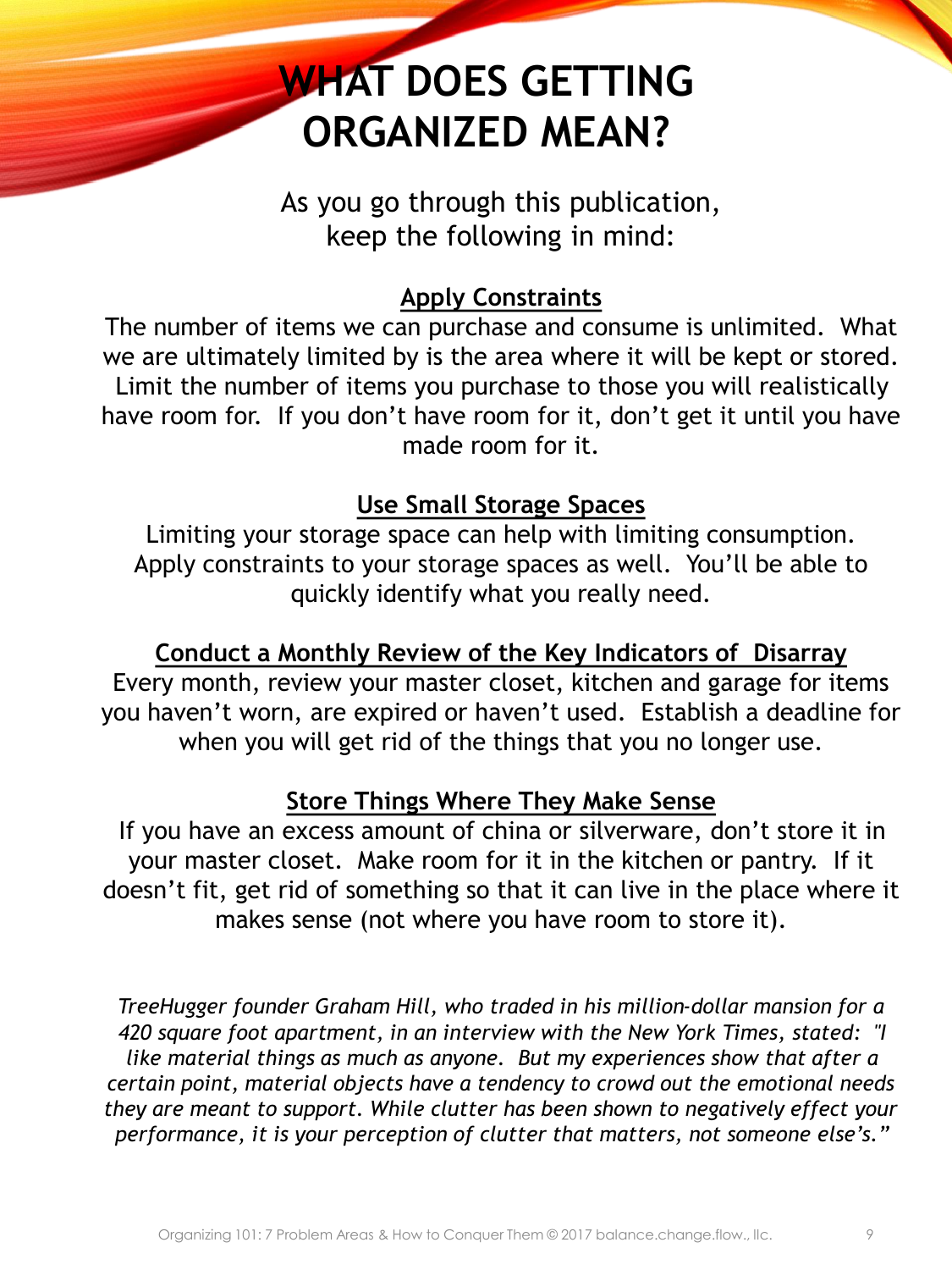# WHAT DOES GETTING ORGANIZED MEAN?

As you go through this publication, keep the following in mind:

**Apply Constraints**

The number of items we can purchase and consume is unlimited. What we are ultimately limited by is the area where it will be kept or stored. Limit the number of items you purchase to those you will realistically have room for. If you don't have room for it, don't get it until you have made room for it.

**Use Small Storage Spaces**

Limiting your storage space can help with limiting consumption. Apply constraints to your storage spaces as well. You'll be able to quickly identify what you really need.

**Conduct a Monthly Review of the Key Indicators of Disarray**

Every month, review your master closet, kitchen and garage for items you haven't worn, are expired or haven't used. Establish a deadline for when you will get rid of the things that you no longer use.

**Store Things Where They Make Sense**

If you have an excess amount of china or silverware, don't store it in your master closet. Make room for it in the kitchen or pantry. If it doesn't fit, get rid of something so that it can live in the place where it makes sense (not where you have room to store it).

*TreeHugger founder Graham Hill, who traded in his million-dollar mansion for a 420 square foot apartment, in an interview with the New York Times, stated: "I like material things as much as anyone. But my experiences show that after a certain point, material objects have a tendency to crowd out the emotional needs they are meant to support. While clutter has been shown to negatively effect your performance, it is your perception of clutter that matters, not someone else's."*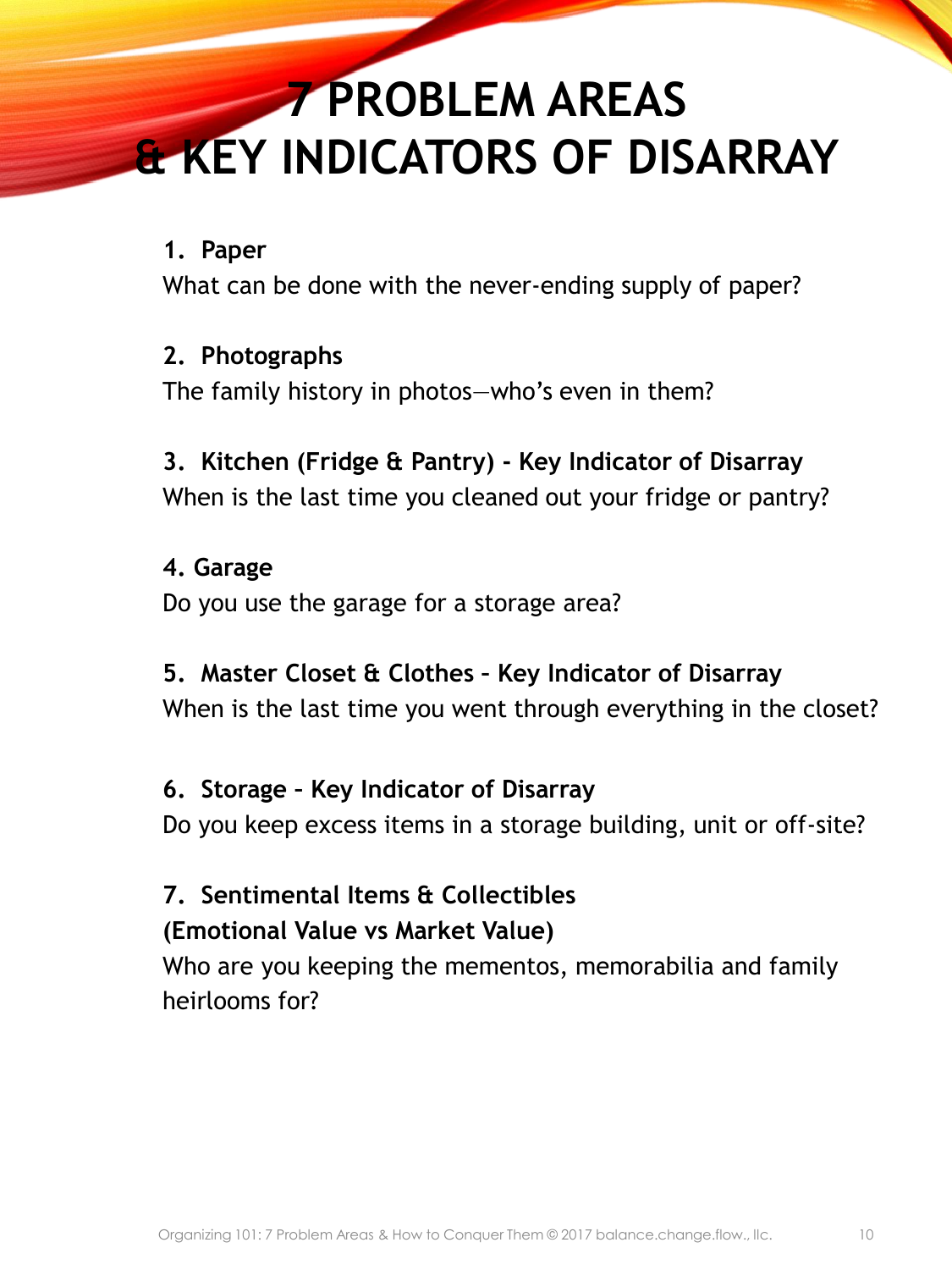# 7 PROBLEM AREAS & KEY INDICATORS OF DISARRAY

1. **Paper**
What can be done with the never-ending supply of paper?

2. **Photographs**
The family history in photos—who's even in them?

3. **Kitchen (Fridge & Pantry) - Key Indicator of Disarray**
When is the last time you cleaned out your fridge or pantry?

4. **Garage**
Do you use the garage for a storage area?

5. **Master Closet & Clothes – Key Indicator of Disarray**
When is the last time you went through everything in the closet?

6. **Storage – Key Indicator of Disarray**
Do you keep excess items in a storage building, unit or off-site?

7. **Sentimental Items & Collectibles**
**(Emotional Value vs Market Value)**
Who are you keeping the mementos, memorabilia and family heirlooms for?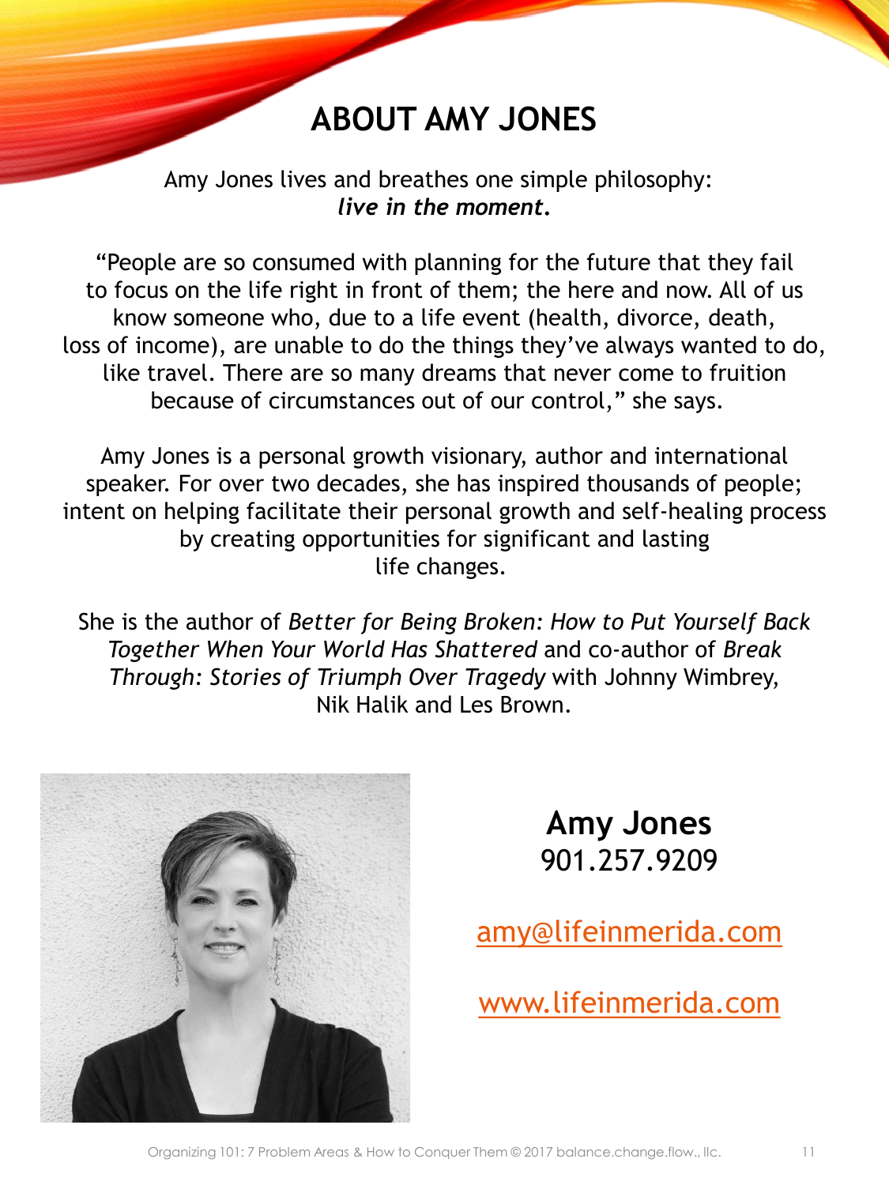# ABOUT AMY JONES

Amy Jones lives and breathes one simple philosophy:
***live in the moment.***

"People are so consumed with planning for the future that they fail to focus on the life right in front of them; the here and now. All of us know someone who, due to a life event (health, divorce, death, loss of income), are unable to do the things they've always wanted to do, like travel. There are so many dreams that never come to fruition because of circumstances out of our control," she says.

Amy Jones is a personal growth visionary, author and international speaker. For over two decades, she has inspired thousands of people; intent on helping facilitate their personal growth and self-healing process by creating opportunities for significant and lasting life changes.

She is the author of *Better for Being Broken: How to Put Yourself Back Together When Your World Has Shattered* and co-author of *Break Through: Stories of Triumph Over Tragedy* with Johnny Wimbrey, Nik Halik and Les Brown.

**Amy Jones**
901.257.9209

amy@lifeinmerida.com

www.lifeinmerida.com